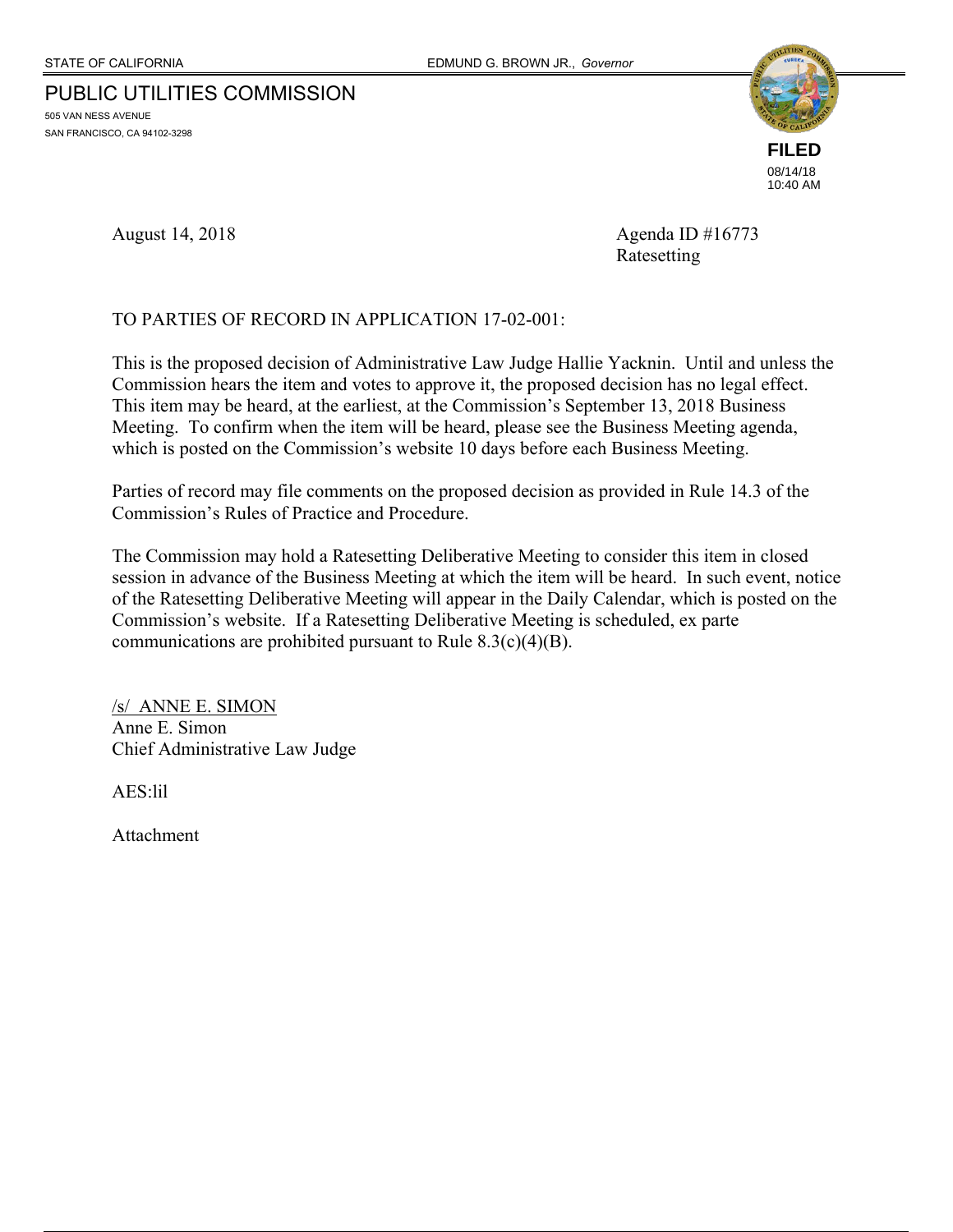STATE OF CALIFORNIA EDMUND G. BROWN JR., *Governor*

# PUBLIC UTILITIES COMMISSION

505 VAN NESS AVENUE
SAN FRANCISCO, CA 94102-3298

**FILED**
08/14/18
10:40 AM

August 14, 2018

Agenda ID #16773
Ratesetting

TO PARTIES OF RECORD IN APPLICATION 17-02-001:

This is the proposed decision of Administrative Law Judge Hallie Yacknin. Until and unless the Commission hears the item and votes to approve it, the proposed decision has no legal effect. This item may be heard, at the earliest, at the Commission's September 13, 2018 Business Meeting. To confirm when the item will be heard, please see the Business Meeting agenda, which is posted on the Commission's website 10 days before each Business Meeting.

Parties of record may file comments on the proposed decision as provided in Rule 14.3 of the Commission's Rules of Practice and Procedure.

The Commission may hold a Ratesetting Deliberative Meeting to consider this item in closed session in advance of the Business Meeting at which the item will be heard. In such event, notice of the Ratesetting Deliberative Meeting will appear in the Daily Calendar, which is posted on the Commission's website. If a Ratesetting Deliberative Meeting is scheduled, ex parte communications are prohibited pursuant to Rule 8.3(c)(4)(B).

/s/ ANNE E. SIMON
Anne E. Simon
Chief Administrative Law Judge

AES:lil

Attachment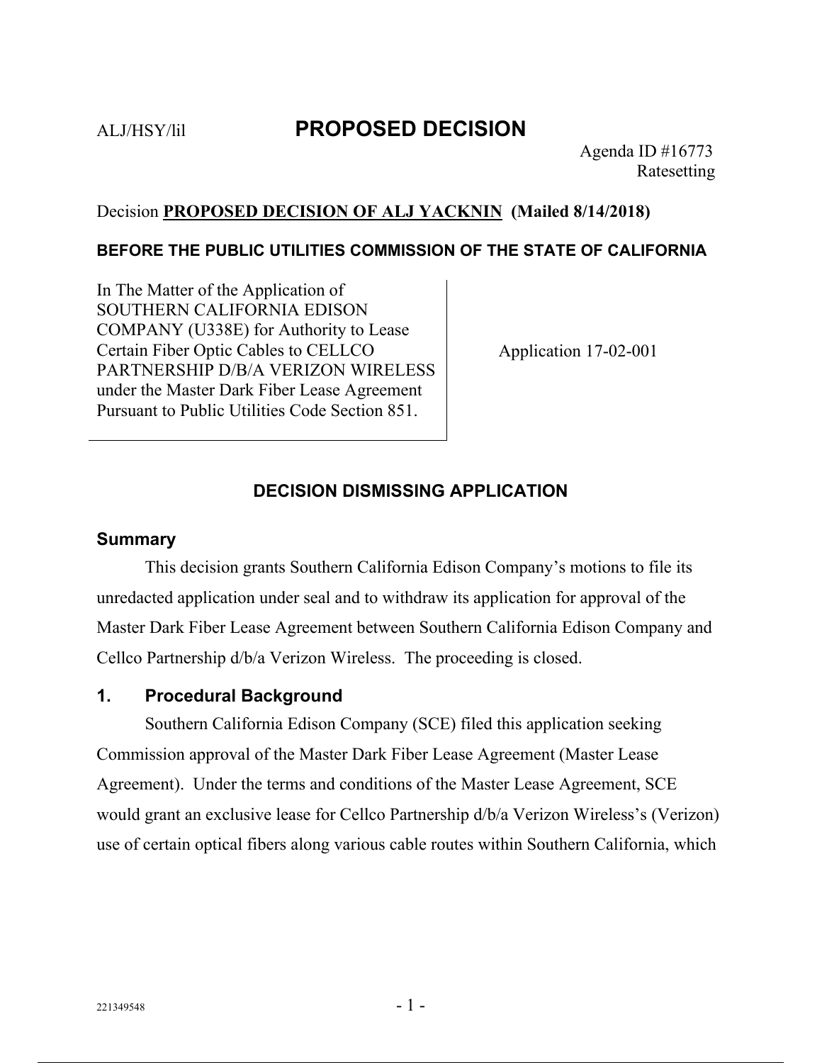ALJ/HSY/lil **PROPOSED DECISION**

Agenda ID #16773
Ratesetting

Decision **PROPOSED DECISION OF ALJ YACKNIN (Mailed 8/14/2018)**

**BEFORE THE PUBLIC UTILITIES COMMISSION OF THE STATE OF CALIFORNIA**

| | |
|---|---|
| In The Matter of the Application of SOUTHERN CALIFORNIA EDISON COMPANY (U338E) for Authority to Lease Certain Fiber Optic Cables to CELLCO PARTNERSHIP D/B/A VERIZON WIRELESS under the Master Dark Fiber Lease Agreement Pursuant to Public Utilities Code Section 851. | Application 17-02-001 |

## DECISION DISMISSING APPLICATION

### Summary

This decision grants Southern California Edison Company's motions to file its unredacted application under seal and to withdraw its application for approval of the Master Dark Fiber Lease Agreement between Southern California Edison Company and Cellco Partnership d/b/a Verizon Wireless. The proceeding is closed.

### 1. Procedural Background

Southern California Edison Company (SCE) filed this application seeking Commission approval of the Master Dark Fiber Lease Agreement (Master Lease Agreement). Under the terms and conditions of the Master Lease Agreement, SCE would grant an exclusive lease for Cellco Partnership d/b/a Verizon Wireless's (Verizon) use of certain optical fibers along various cable routes within Southern California, which

221349548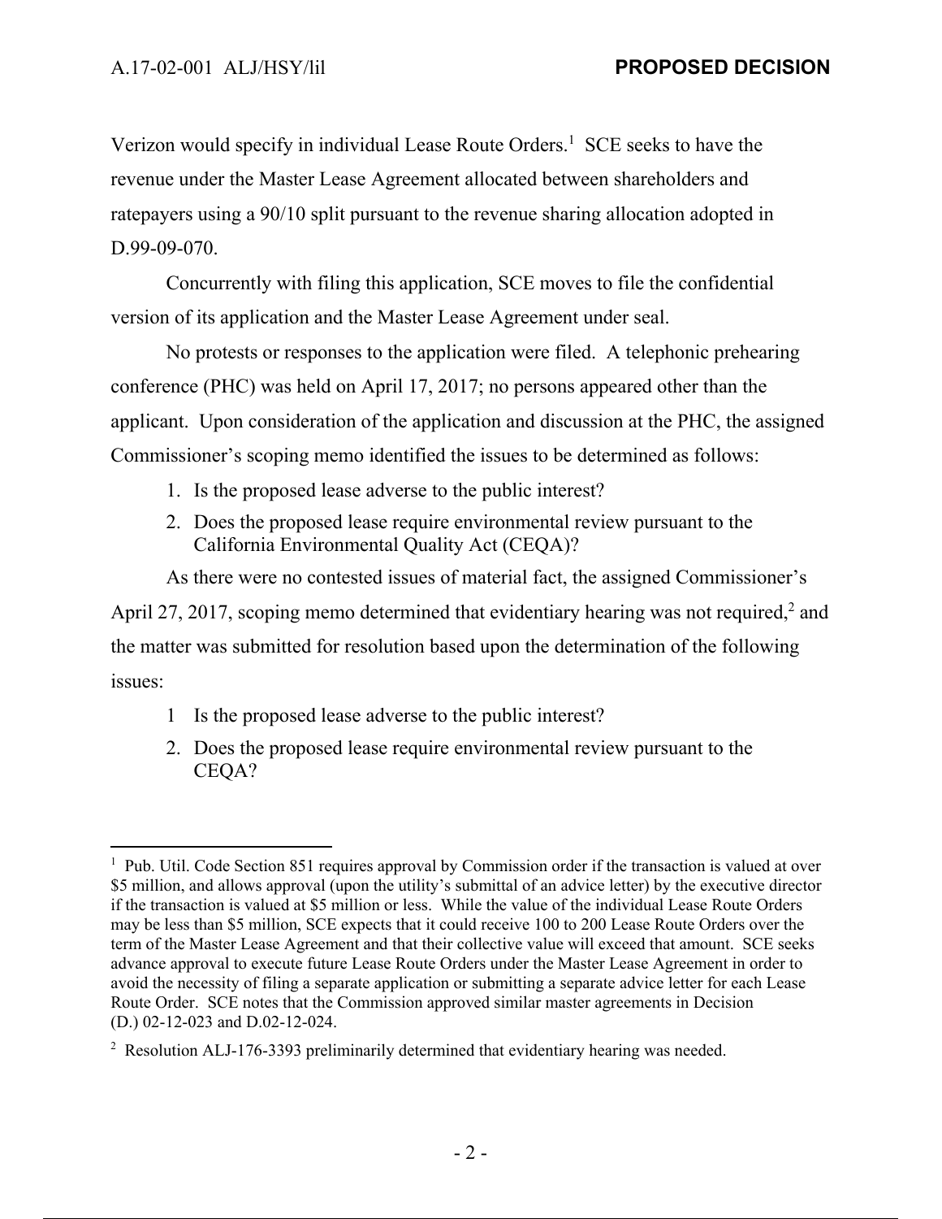Verizon would specify in individual Lease Route Orders.[1] SCE seeks to have the revenue under the Master Lease Agreement allocated between shareholders and ratepayers using a 90/10 split pursuant to the revenue sharing allocation adopted in D.99-09-070.

Concurrently with filing this application, SCE moves to file the confidential version of its application and the Master Lease Agreement under seal.

No protests or responses to the application were filed. A telephonic prehearing conference (PHC) was held on April 17, 2017; no persons appeared other than the applicant. Upon consideration of the application and discussion at the PHC, the assigned Commissioner's scoping memo identified the issues to be determined as follows:

1. Is the proposed lease adverse to the public interest?
2. Does the proposed lease require environmental review pursuant to the California Environmental Quality Act (CEQA)?

As there were no contested issues of material fact, the assigned Commissioner's April 27, 2017, scoping memo determined that evidentiary hearing was not required,[2] and the matter was submitted for resolution based upon the determination of the following issues:

1 Is the proposed lease adverse to the public interest?

2. Does the proposed lease require environmental review pursuant to the CEQA?

---

[1] Pub. Util. Code Section 851 requires approval by Commission order if the transaction is valued at over \$5 million, and allows approval (upon the utility's submittal of an advice letter) by the executive director if the transaction is valued at \$5 million or less. While the value of the individual Lease Route Orders may be less than \$5 million, SCE expects that it could receive 100 to 200 Lease Route Orders over the term of the Master Lease Agreement and that their collective value will exceed that amount. SCE seeks advance approval to execute future Lease Route Orders under the Master Lease Agreement in order to avoid the necessity of filing a separate application or submitting a separate advice letter for each Lease Route Order. SCE notes that the Commission approved similar master agreements in Decision (D.) 02-12-023 and D.02-12-024.

[2] Resolution ALJ-176-3393 preliminarily determined that evidentiary hearing was needed.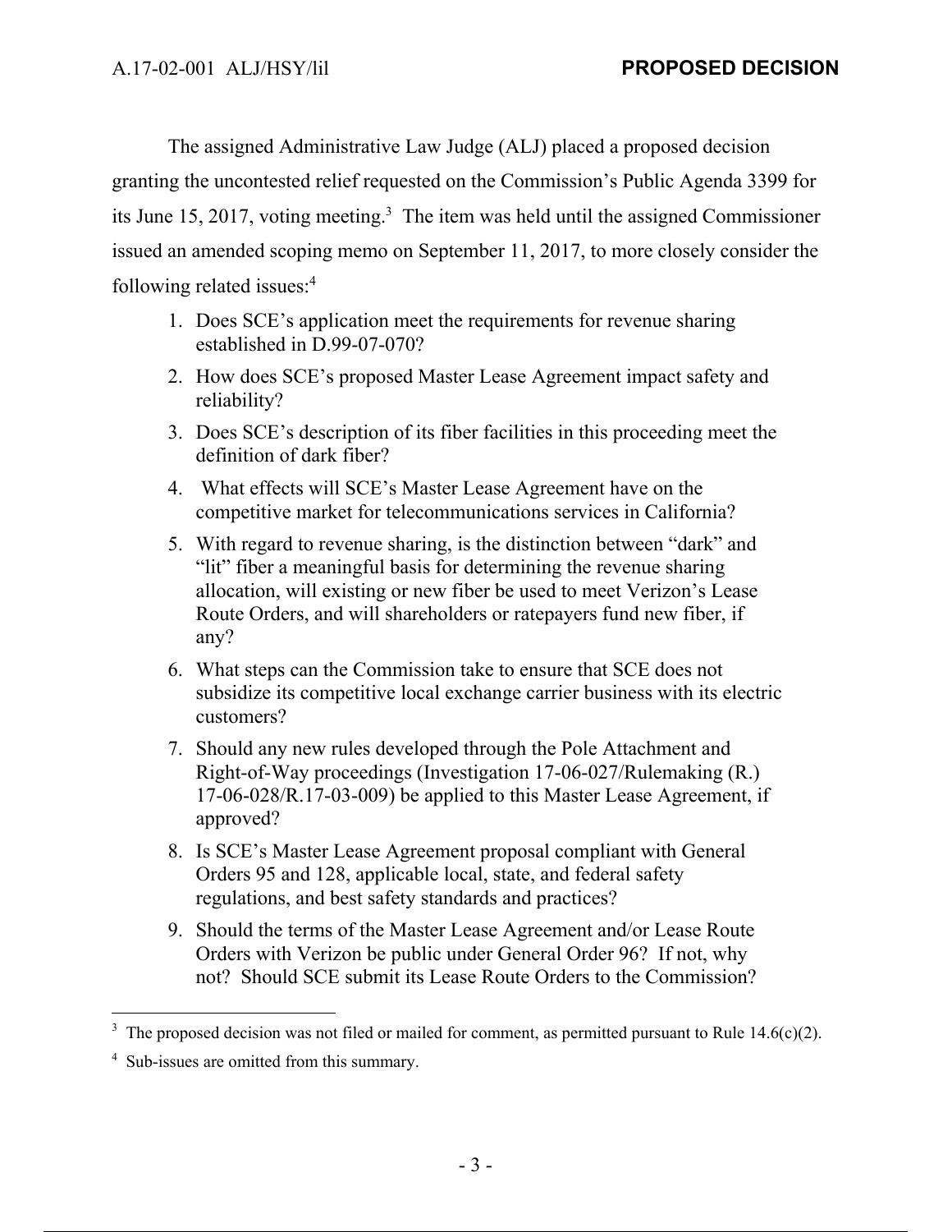The assigned Administrative Law Judge (ALJ) placed a proposed decision granting the uncontested relief requested on the Commission's Public Agenda 3399 for its June 15, 2017, voting meeting.[3] The item was held until the assigned Commissioner issued an amended scoping memo on September 11, 2017, to more closely consider the following related issues:[4]

1. Does SCE's application meet the requirements for revenue sharing established in D.99-07-070?
2. How does SCE's proposed Master Lease Agreement impact safety and reliability?
3. Does SCE's description of its fiber facilities in this proceeding meet the definition of dark fiber?
4. What effects will SCE's Master Lease Agreement have on the competitive market for telecommunications services in California?
5. With regard to revenue sharing, is the distinction between "dark" and "lit" fiber a meaningful basis for determining the revenue sharing allocation, will existing or new fiber be used to meet Verizon's Lease Route Orders, and will shareholders or ratepayers fund new fiber, if any?
6. What steps can the Commission take to ensure that SCE does not subsidize its competitive local exchange carrier business with its electric customers?
7. Should any new rules developed through the Pole Attachment and Right-of-Way proceedings (Investigation 17-06-027/Rulemaking (R.) 17-06-028/R.17-03-009) be applied to this Master Lease Agreement, if approved?
8. Is SCE's Master Lease Agreement proposal compliant with General Orders 95 and 128, applicable local, state, and federal safety regulations, and best safety standards and practices?
9. Should the terms of the Master Lease Agreement and/or Lease Route Orders with Verizon be public under General Order 96? If not, why not? Should SCE submit its Lease Route Orders to the Commission?

---

[3] The proposed decision was not filed or mailed for comment, as permitted pursuant to Rule 14.6(c)(2).

[4] Sub-issues are omitted from this summary.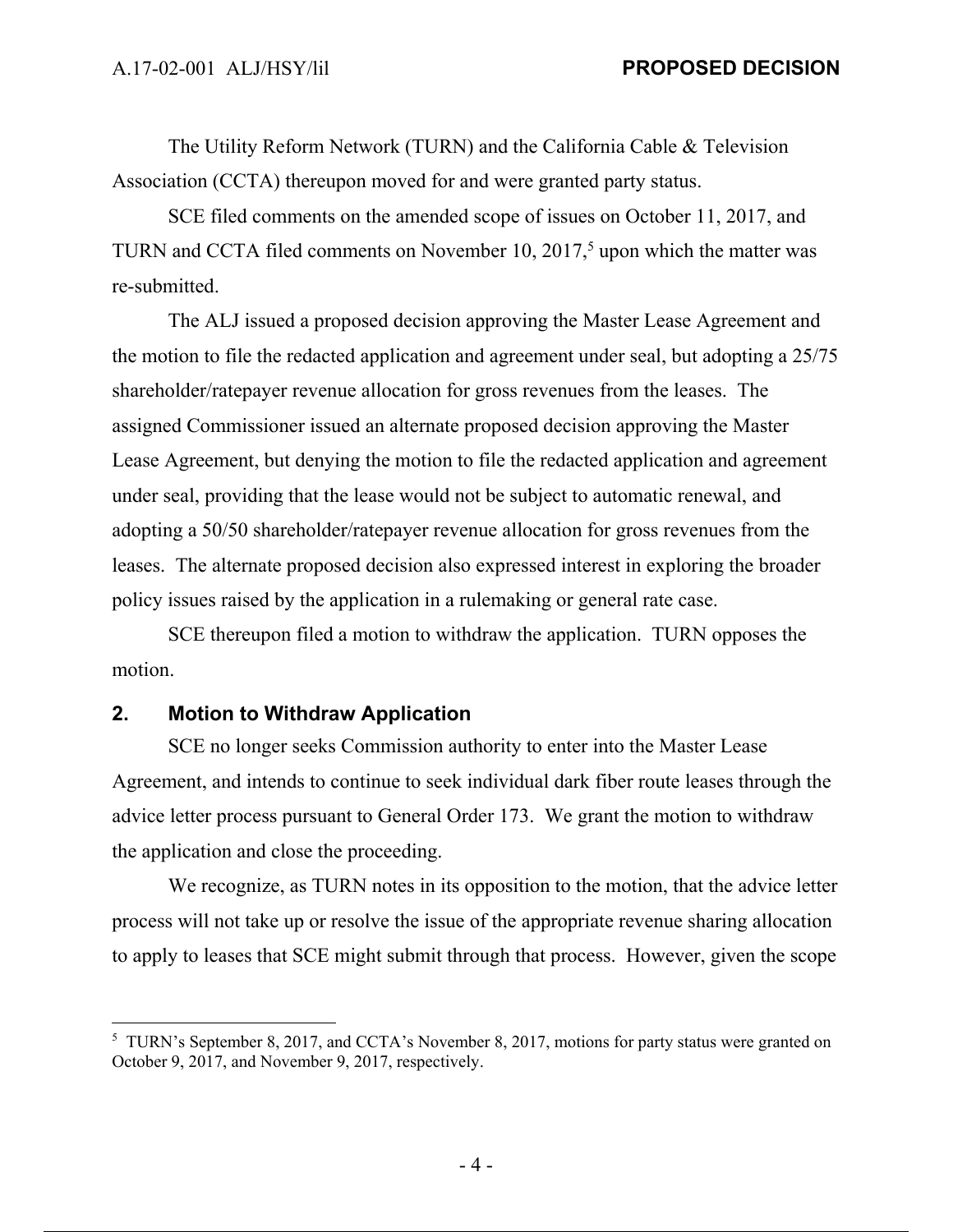The Utility Reform Network (TURN) and the California Cable & Television Association (CCTA) thereupon moved for and were granted party status.

SCE filed comments on the amended scope of issues on October 11, 2017, and TURN and CCTA filed comments on November 10, 2017,[5] upon which the matter was re-submitted.

The ALJ issued a proposed decision approving the Master Lease Agreement and the motion to file the redacted application and agreement under seal, but adopting a 25/75 shareholder/ratepayer revenue allocation for gross revenues from the leases. The assigned Commissioner issued an alternate proposed decision approving the Master Lease Agreement, but denying the motion to file the redacted application and agreement under seal, providing that the lease would not be subject to automatic renewal, and adopting a 50/50 shareholder/ratepayer revenue allocation for gross revenues from the leases. The alternate proposed decision also expressed interest in exploring the broader policy issues raised by the application in a rulemaking or general rate case.

SCE thereupon filed a motion to withdraw the application. TURN opposes the motion.

## 2. Motion to Withdraw Application

SCE no longer seeks Commission authority to enter into the Master Lease Agreement, and intends to continue to seek individual dark fiber route leases through the advice letter process pursuant to General Order 173. We grant the motion to withdraw the application and close the proceeding.

We recognize, as TURN notes in its opposition to the motion, that the advice letter process will not take up or resolve the issue of the appropriate revenue sharing allocation to apply to leases that SCE might submit through that process. However, given the scope

---

[5] TURN's September 8, 2017, and CCTA's November 8, 2017, motions for party status were granted on October 9, 2017, and November 9, 2017, respectively.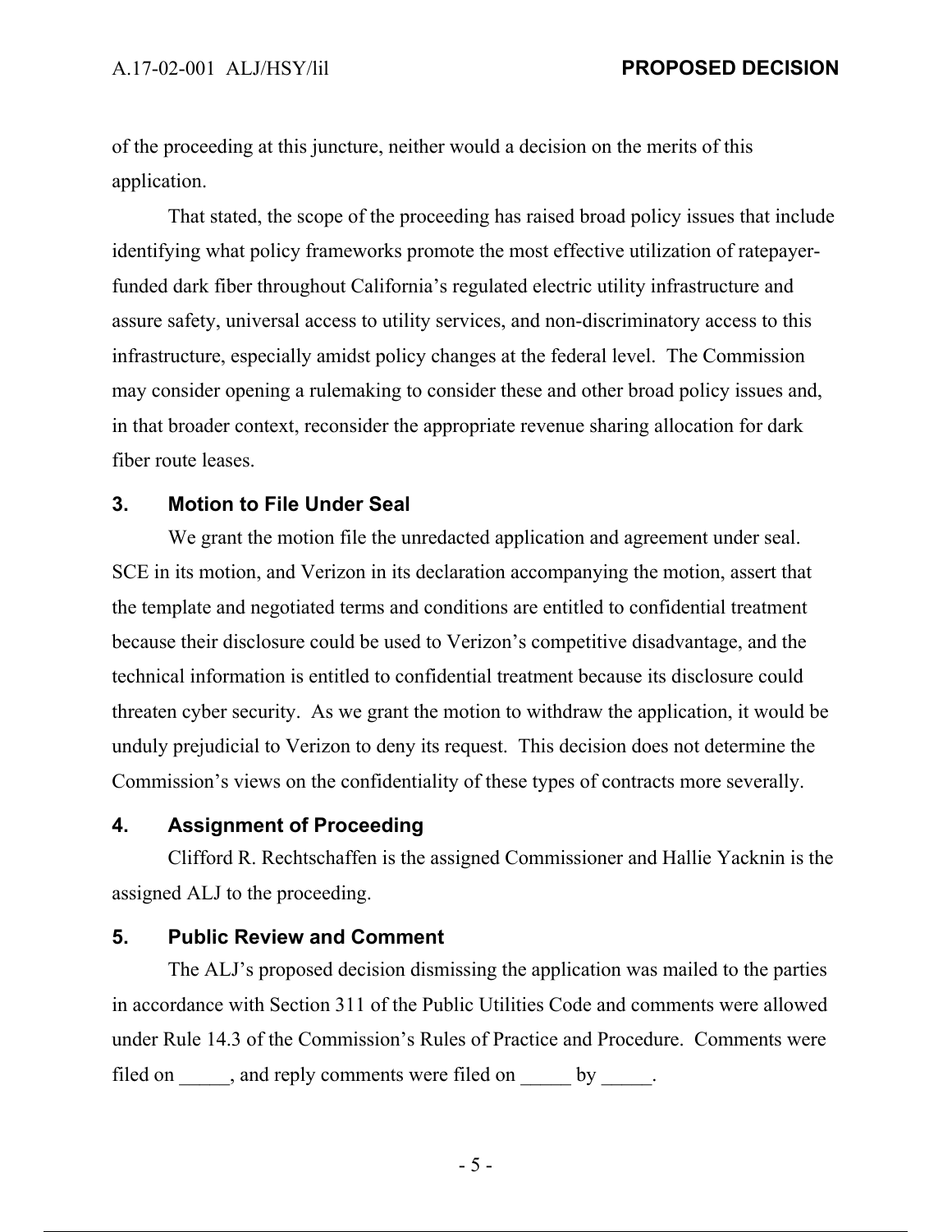of the proceeding at this juncture, neither would a decision on the merits of this application.

That stated, the scope of the proceeding has raised broad policy issues that include identifying what policy frameworks promote the most effective utilization of ratepayer-funded dark fiber throughout California's regulated electric utility infrastructure and assure safety, universal access to utility services, and non-discriminatory access to this infrastructure, especially amidst policy changes at the federal level. The Commission may consider opening a rulemaking to consider these and other broad policy issues and, in that broader context, reconsider the appropriate revenue sharing allocation for dark fiber route leases.

## 3. Motion to File Under Seal

We grant the motion file the unredacted application and agreement under seal. SCE in its motion, and Verizon in its declaration accompanying the motion, assert that the template and negotiated terms and conditions are entitled to confidential treatment because their disclosure could be used to Verizon's competitive disadvantage, and the technical information is entitled to confidential treatment because its disclosure could threaten cyber security. As we grant the motion to withdraw the application, it would be unduly prejudicial to Verizon to deny its request. This decision does not determine the Commission's views on the confidentiality of these types of contracts more severally.

## 4. Assignment of Proceeding

Clifford R. Rechtschaffen is the assigned Commissioner and Hallie Yacknin is the assigned ALJ to the proceeding.

## 5. Public Review and Comment

The ALJ's proposed decision dismissing the application was mailed to the parties in accordance with Section 311 of the Public Utilities Code and comments were allowed under Rule 14.3 of the Commission's Rules of Practice and Procedure. Comments were filed on _____, and reply comments were filed on _____ by _____.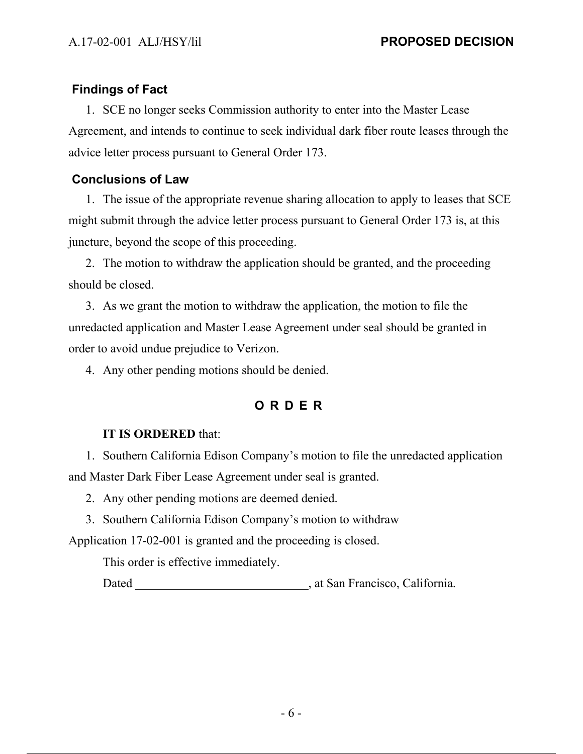## Findings of Fact

1. SCE no longer seeks Commission authority to enter into the Master Lease Agreement, and intends to continue to seek individual dark fiber route leases through the advice letter process pursuant to General Order 173.

## Conclusions of Law

1. The issue of the appropriate revenue sharing allocation to apply to leases that SCE might submit through the advice letter process pursuant to General Order 173 is, at this juncture, beyond the scope of this proceeding.
2. The motion to withdraw the application should be granted, and the proceeding should be closed.
3. As we grant the motion to withdraw the application, the motion to file the unredacted application and Master Lease Agreement under seal should be granted in order to avoid undue prejudice to Verizon.
4. Any other pending motions should be denied.

## O R D E R

**IT IS ORDERED** that:

1. Southern California Edison Company's motion to file the unredacted application and Master Dark Fiber Lease Agreement under seal is granted.
2. Any other pending motions are deemed denied.
3. Southern California Edison Company's motion to withdraw Application 17-02-001 is granted and the proceeding is closed.

This order is effective immediately.

Dated ____________________________, at San Francisco, California.